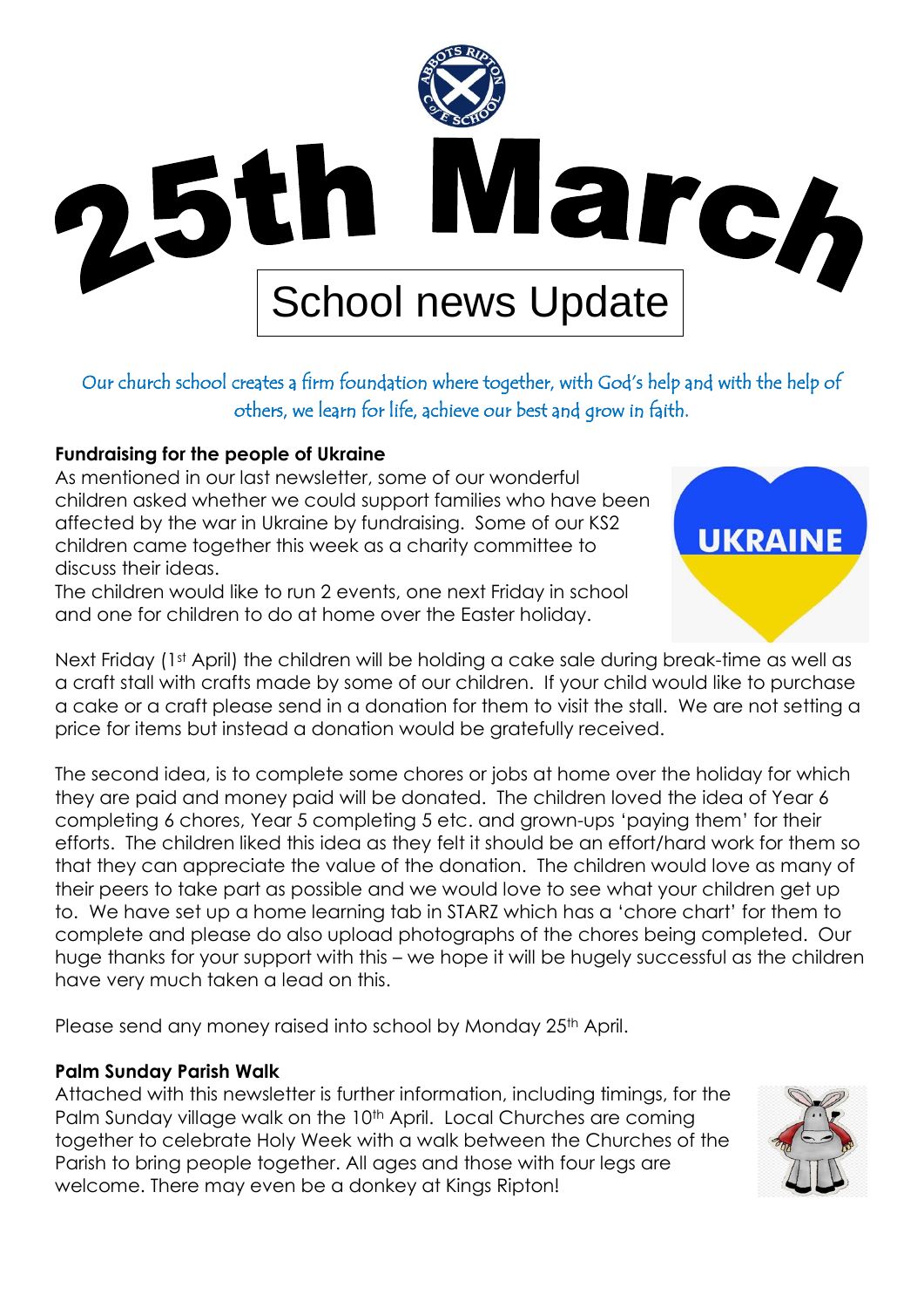# 25th March

## School news Update

*Our church school creates a firm foundation where together, with God's help and with the help of others, we learn for life, achieve our best and grow in faith.*

**Fundraising for the people of Ukraine**

As mentioned in our last newsletter, some of our wonderful children asked whether we could support families who have been affected by the war in Ukraine by fundraising. Some of our KS2 children came together this week as a charity committee to discuss their ideas.

The children would like to run 2 events, one next Friday in school and one for children to do at home over the Easter holiday.

Next Friday (1st April) the children will be holding a cake sale during break-time as well as a craft stall with crafts made by some of our children. If your child would like to purchase a cake or a craft please send in a donation for them to visit the stall. We are not setting a price for items but instead a donation would be gratefully received.

The second idea, is to complete some chores or jobs at home over the holiday for which they are paid and money paid will be donated. The children loved the idea of Year 6 completing 6 chores, Year 5 completing 5 etc. and grown-ups 'paying them' for their efforts. The children liked this idea as they felt it should be an effort/hard work for them so that they can appreciate the value of the donation. The children would love as many of their peers to take part as possible and we would love to see what your children get up to. We have set up a home learning tab in STARZ which has a 'chore chart' for them to complete and please do also upload photographs of the chores being completed. Our huge thanks for your support with this – we hope it will be hugely successful as the children have very much taken a lead on this.

Please send any money raised into school by Monday 25th April.

**Palm Sunday Parish Walk**

Attached with this newsletter is further information, including timings, for the Palm Sunday village walk on the 10th April. Local Churches are coming together to celebrate Holy Week with a walk between the Churches of the Parish to bring people together. All ages and those with four legs are welcome. There may even be a donkey at Kings Ripton!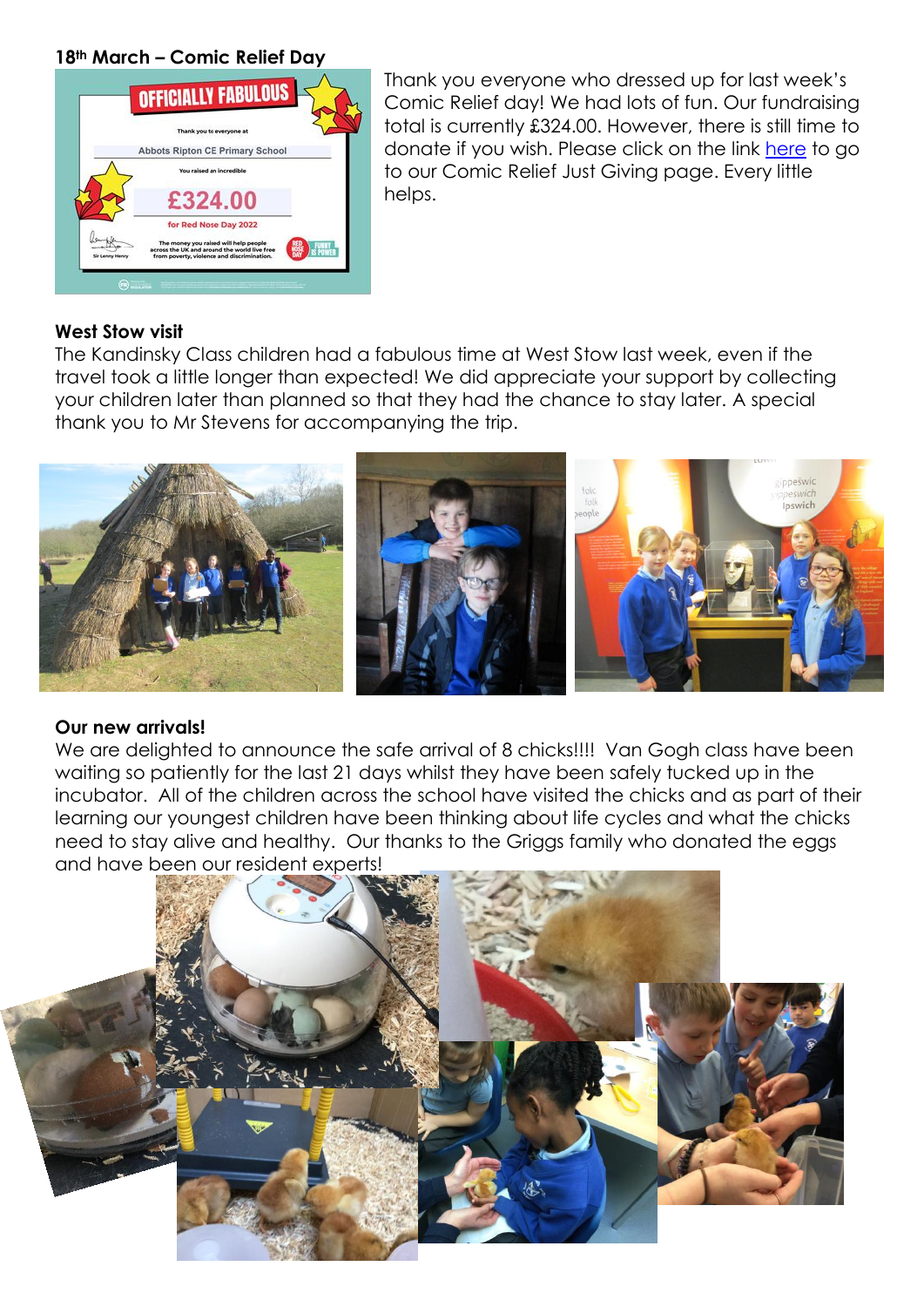### 18th March – Comic Relief Day

Thank you everyone who dressed up for last week's Comic Relief day! We had lots of fun. Our fundraising total is currently £324.00. However, there is still time to donate if you wish. Please click on the link here to go to our Comic Relief Just Giving page. Every little helps.

### West Stow visit

The Kandinsky Class children had a fabulous time at West Stow last week, even if the travel took a little longer than expected! We did appreciate your support by collecting your children later than planned so that they had the chance to stay later. A special thank you to Mr Stevens for accompanying the trip.

### Our new arrivals!

We are delighted to announce the safe arrival of 8 chicks!!!! Van Gogh class have been waiting so patiently for the last 21 days whilst they have been safely tucked up in the incubator. All of the children across the school have visited the chicks and as part of their learning our youngest children have been thinking about life cycles and what the chicks need to stay alive and healthy. Our thanks to the Griggs family who donated the eggs and have been our resident experts!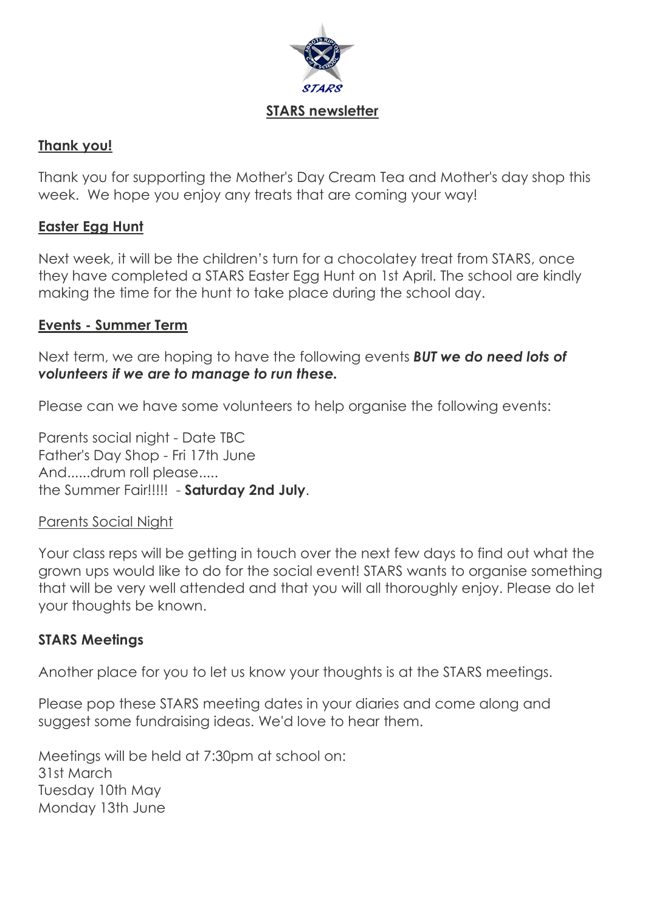# STARS newsletter

## Thank you!

Thank you for supporting the Mother's Day Cream Tea and Mother's day shop this week. We hope you enjoy any treats that are coming your way!

## Easter Egg Hunt

Next week, it will be the children's turn for a chocolatey treat from STARS, once they have completed a STARS Easter Egg Hunt on 1st April. The school are kindly making the time for the hunt to take place during the school day.

## Events - Summer Term

Next term, we are hoping to have the following events ***BUT we do need lots of volunteers if we are to manage to run these.***

Please can we have some volunteers to help organise the following events:

Parents social night - Date TBC
Father's Day Shop - Fri 17th June
And......drum roll please.....
the Summer Fair!!!!! - **Saturday 2nd July**.

### Parents Social Night

Your class reps will be getting in touch over the next few days to find out what the grown ups would like to do for the social event! STARS wants to organise something that will be very well attended and that you will all thoroughly enjoy. Please do let your thoughts be known.

## STARS Meetings

Another place for you to let us know your thoughts is at the STARS meetings.

Please pop these STARS meeting dates in your diaries and come along and suggest some fundraising ideas. We'd love to hear them.

Meetings will be held at 7:30pm at school on:
31st March
Tuesday 10th May
Monday 13th June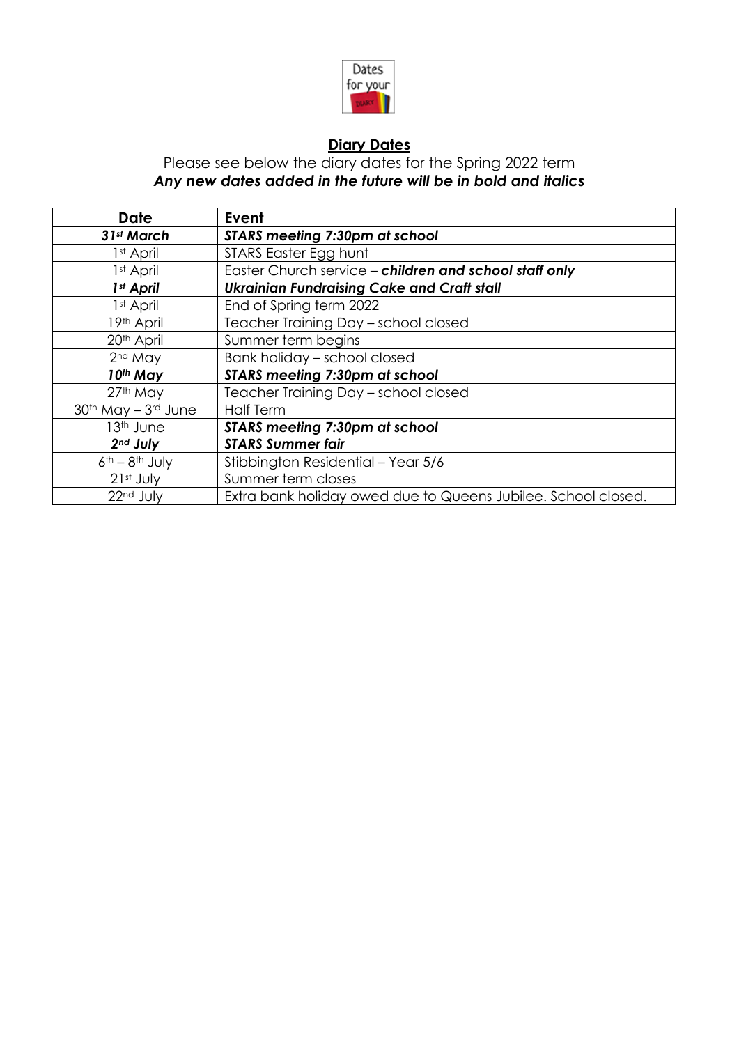## Diary Dates

Please see below the diary dates for the Spring 2022 term

***Any new dates added in the future will be in bold and italics***

| Date | Event |
| --- | --- |
| ***31st March*** | ***STARS meeting 7:30pm at school*** |
| 1st April | STARS Easter Egg hunt |
| 1st April | Easter Church service – ***children and school staff only*** |
| ***1st April*** | ***Ukrainian Fundraising Cake and Craft stall*** |
| 1st April | End of Spring term 2022 |
| 19th April | Teacher Training Day – school closed |
| 20th April | Summer term begins |
| 2nd May | Bank holiday – school closed |
| ***10th May*** | ***STARS meeting 7:30pm at school*** |
| 27th May | Teacher Training Day – school closed |
| 30th May – 3rd June | Half Term |
| 13th June | ***STARS meeting 7:30pm at school*** |
| ***2nd July*** | ***STARS Summer fair*** |
| 6th – 8th July | Stibbington Residential – Year 5/6 |
| 21st July | Summer term closes |
| 22nd July | Extra bank holiday owed due to Queens Jubilee. School closed. |